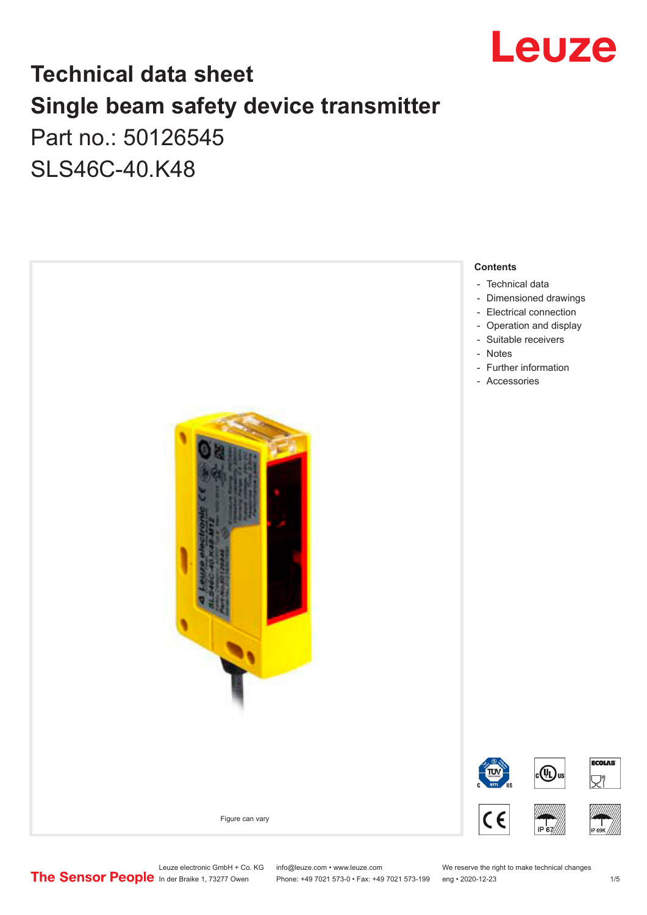# Technical data sheet

# Single beam safety device transmitter

Part no.: 50126545

SLS46C-40.K48

Figure can vary

**Contents**

- Technical data
- Dimensioned drawings
- Electrical connection
- Operation and display
- Suitable receivers
- Notes
- Further information
- Accessories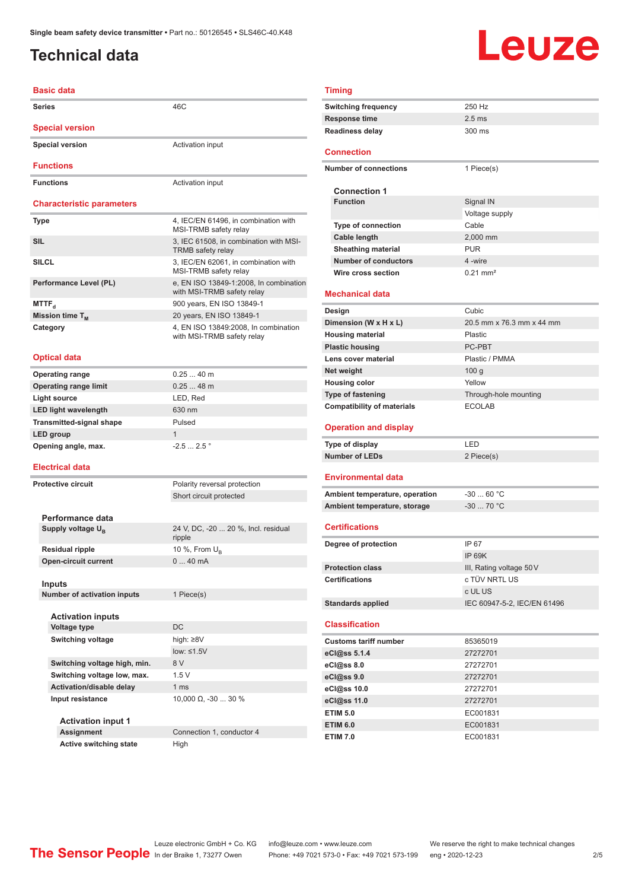# Technical data

## Basic data

| | |
|---|---|
| Series | 46C |

## Special version

| | |
|---|---|
| Special version | Activation input |

## Functions

| | |
|---|---|
| Functions | Activation input |

## Characteristic parameters

| | |
|---|---|
| Type | 4, IEC/EN 61496, in combination with MSI-TRMB safety relay |
| SIL | 3, IEC 61508, in combination with MSI-TRMB safety relay |
| SILCL | 3, IEC/EN 62061, in combination with MSI-TRMB safety relay |
| Performance Level (PL) | e, EN ISO 13849-1:2008, In combination with MSI-TRMB safety relay |
| $MTTF_d$ | 900 years, EN ISO 13849-1 |
| Mission time $T_M$ | 20 years, EN ISO 13849-1 |
| Category | 4, EN ISO 13849:2008, In combination with MSI-TRMB safety relay |

## Optical data

| | |
|---|---|
| Operating range | 0.25 ... 40 m |
| Operating range limit | 0.25 ... 48 m |
| Light source | LED, Red |
| LED light wavelength | 630 nm |
| Transmitted-signal shape | Pulsed |
| LED group | 1 |
| Opening angle, max. | -2.5 ... 2.5 ° |

## Electrical data

| | |
|---|---|
| Protective circuit | Polarity reversal protection |
| | Short circuit protected |

### Performance data

| | |
|---|---|
| Supply voltage $U_B$ | 24 V, DC, -20 ... 20 %, Incl. residual ripple |
| Residual ripple | 10 %, From $U_B$ |
| Open-circuit current | 0 ... 40 mA |

### Inputs

| | |
|---|---|
| Number of activation inputs | 1 Piece(s) |

#### Activation inputs

| | |
|---|---|
| Voltage type | DC |
| Switching voltage | high: ≥8V |
| | low: ≤1.5V |
| Switching voltage high, min. | 8 V |
| Switching voltage low, max. | 1.5 V |
| Activation/disable delay | 1 ms |
| Input resistance | 10,000 Ω, -30 ... 30 % |

##### Activation input 1

| | |
|---|---|
| Assignment | Connection 1, conductor 4 |
| Active switching state | High |

## Timing

| | |
|---|---|
| Switching frequency | 250 Hz |
| Response time | 2.5 ms |
| Readiness delay | 300 ms |

## Connection

| | |
|---|---|
| Number of connections | 1 Piece(s) |

### Connection 1

| | |
|---|---|
| Function | Signal IN |
| | Voltage supply |
| Type of connection | Cable |
| Cable length | 2,000 mm |
| Sheathing material | PUR |
| Number of conductors | 4 -wire |
| Wire cross section | 0.21 mm² |

## Mechanical data

| | |
|---|---|
| Design | Cubic |
| Dimension (W x H x L) | 20.5 mm x 76.3 mm x 44 mm |
| Housing material | Plastic |
| Plastic housing | PC-PBT |
| Lens cover material | Plastic / PMMA |
| Net weight | 100 g |
| Housing color | Yellow |
| Type of fastening | Through-hole mounting |
| Compatibility of materials | ECOLAB |

## Operation and display

| | |
|---|---|
| Type of display | LED |
| Number of LEDs | 2 Piece(s) |

## Environmental data

| | |
|---|---|
| Ambient temperature, operation | -30 ... 60 °C |
| Ambient temperature, storage | -30 ... 70 °C |

## Certifications

| | |
|---|---|
| Degree of protection | IP 67 |
| | IP 69K |
| Protection class | III, Rating voltage 50 V |
| Certifications | c TÜV NRTL US |
| | c UL US |
| Standards applied | IEC 60947-5-2, IEC/EN 61496 |

## Classification

| | |
|---|---|
| Customs tariff number | 85365019 |
| eCl@ss 5.1.4 | 27272701 |
| eCl@ss 8.0 | 27272701 |
| eCl@ss 9.0 | 27272701 |
| eCl@ss 10.0 | 27272701 |
| eCl@ss 11.0 | 27272701 |
| ETIM 5.0 | EC001831 |
| ETIM 6.0 | EC001831 |
| ETIM 7.0 | EC001831 |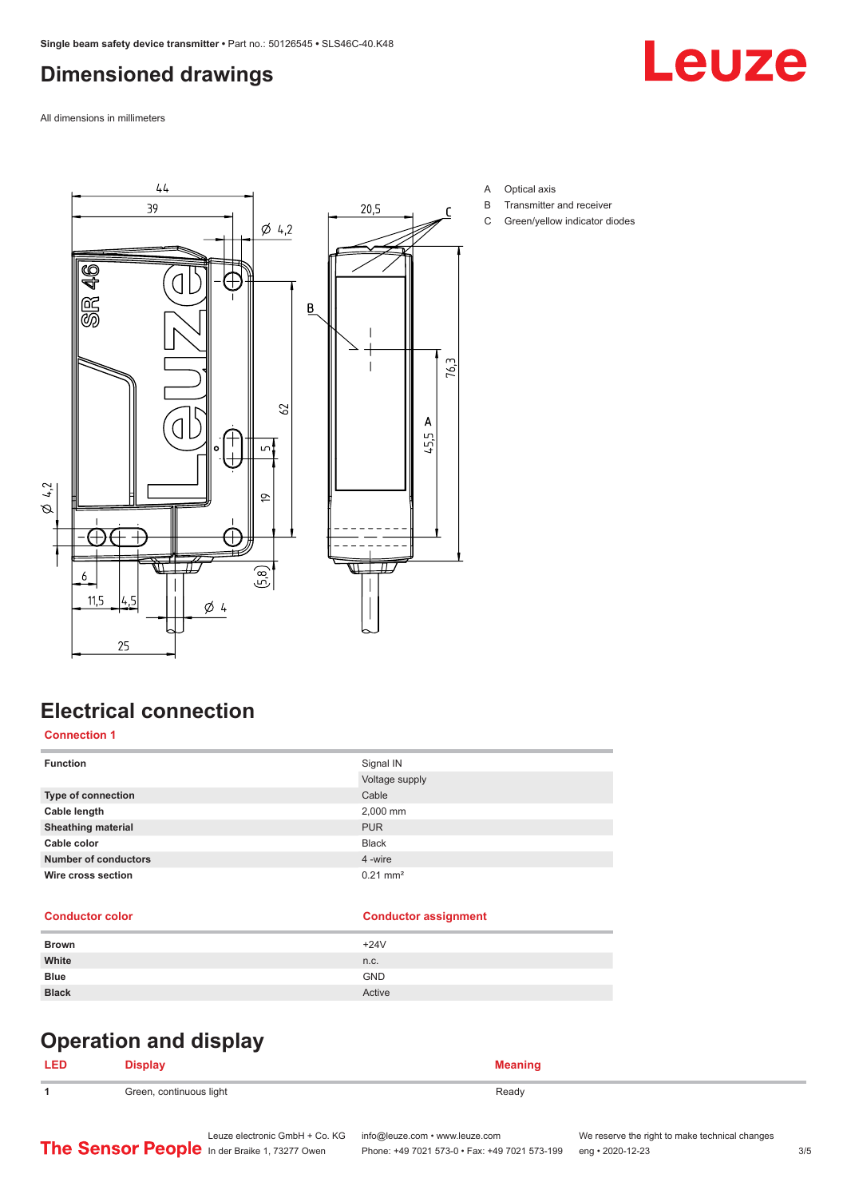# Dimensioned drawings

All dimensions in millimeters

A Optical axis
B Transmitter and receiver
C Green/yellow indicator diodes

# Electrical connection

## Connection 1

| Function | Signal IN |
|---|---|
| | Voltage supply |
| Type of connection | Cable |
| Cable length | 2,000 mm |
| Sheathing material | PUR |
| Cable color | Black |
| Number of conductors | 4 -wire |
| Wire cross section | 0.21 mm² |

| Conductor color | Conductor assignment |
|---|---|
| Brown | +24V |
| White | n.c. |
| Blue | GND |
| Black | Active |

# Operation and display

| LED | Display | Meaning |
|---|---|---|
| 1 | Green, continuous light | Ready |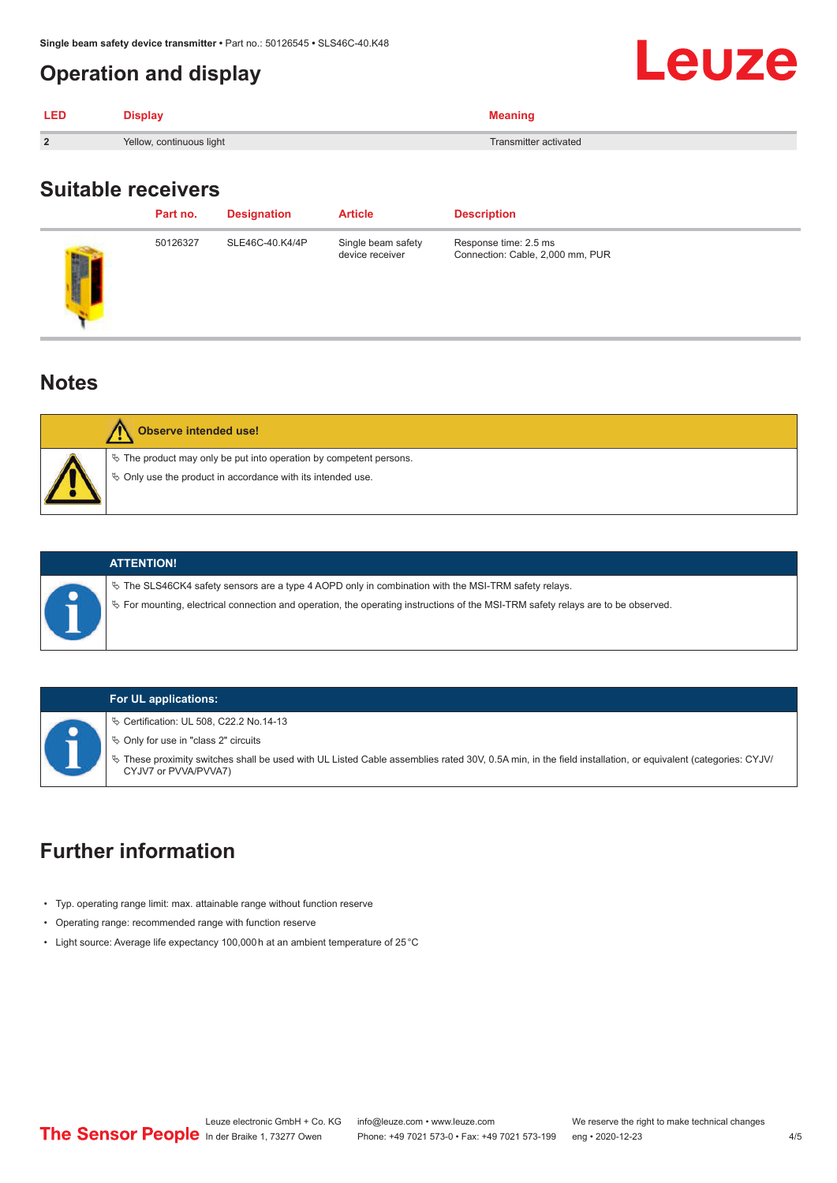# Operation and display

| LED | Display | Meaning |
|---|---|---|
| 2 | Yellow, continuous light | Transmitter activated |

# Suitable receivers

| Part no. | Designation | Article | Description |
|---|---|---|---|
| 50126327 | SLE46C-40.K4/4P | Single beam safety device receiver | Response time: 2.5 ms<br>Connection: Cable, 2,000 mm, PUR |

# Notes

**Observe intended use!**

- ✎ The product may only be put into operation by competent persons.
- ✎ Only use the product in accordance with its intended use.

**ATTENTION!**

- ✎ The SLS46CK4 safety sensors are a type 4 AOPD only in combination with the MSI-TRM safety relays.
- ✎ For mounting, electrical connection and operation, the operating instructions of the MSI-TRM safety relays are to be observed.

**For UL applications:**

- ✎ Certification: UL 508, C22.2 No.14-13
- ✎ Only for use in "class 2" circuits
- ✎ These proximity switches shall be used with UL Listed Cable assemblies rated 30V, 0.5A min, in the field installation, or equivalent (categories: CYJV/CYJV7 or PVVA/PVVA7)

# Further information

- Typ. operating range limit: max. attainable range without function reserve
- Operating range: recommended range with function reserve
- Light source: Average life expectancy 100,000 h at an ambient temperature of 25 °C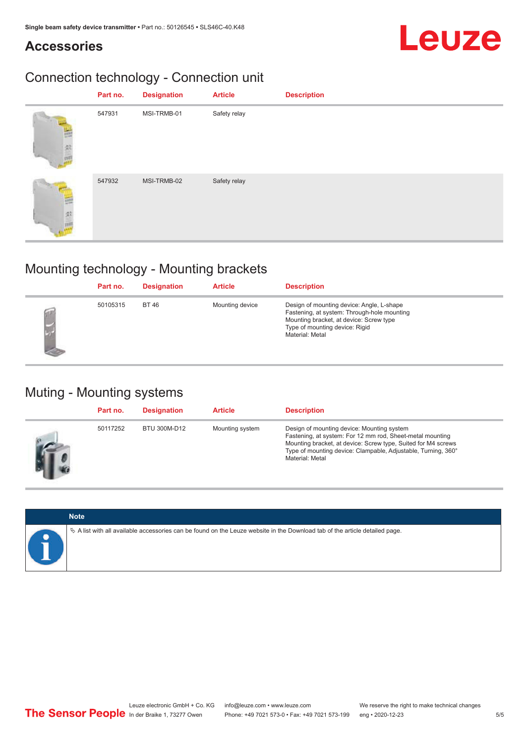## Accessories

### Connection technology - Connection unit

| | Part no. | Designation | Article | Description |
|---|---|---|---|---|
| | 547931 | MSI-TRMB-01 | Safety relay | |
| | 547932 | MSI-TRMB-02 | Safety relay | |

### Mounting technology - Mounting brackets

| | Part no. | Designation | Article | Description |
|---|---|---|---|---|
| | 50105315 | BT 46 | Mounting device | Design of mounting device: Angle, L-shape<br>Fastening, at system: Through-hole mounting<br>Mounting bracket, at device: Screw type<br>Type of mounting device: Rigid<br>Material: Metal |

### Muting - Mounting systems

| | Part no. | Designation | Article | Description |
|---|---|---|---|---|
| | 50117252 | BTU 300M-D12 | Mounting system | Design of mounting device: Mounting system<br>Fastening, at system: For 12 mm rod, Sheet-metal mounting<br>Mounting bracket, at device: Screw type, Suited for M4 screws<br>Type of mounting device: Clampable, Adjustable, Turning, 360°<br>Material: Metal |

**Note**

✎ A list with all available accessories can be found on the Leuze website in the Download tab of the article detailed page.